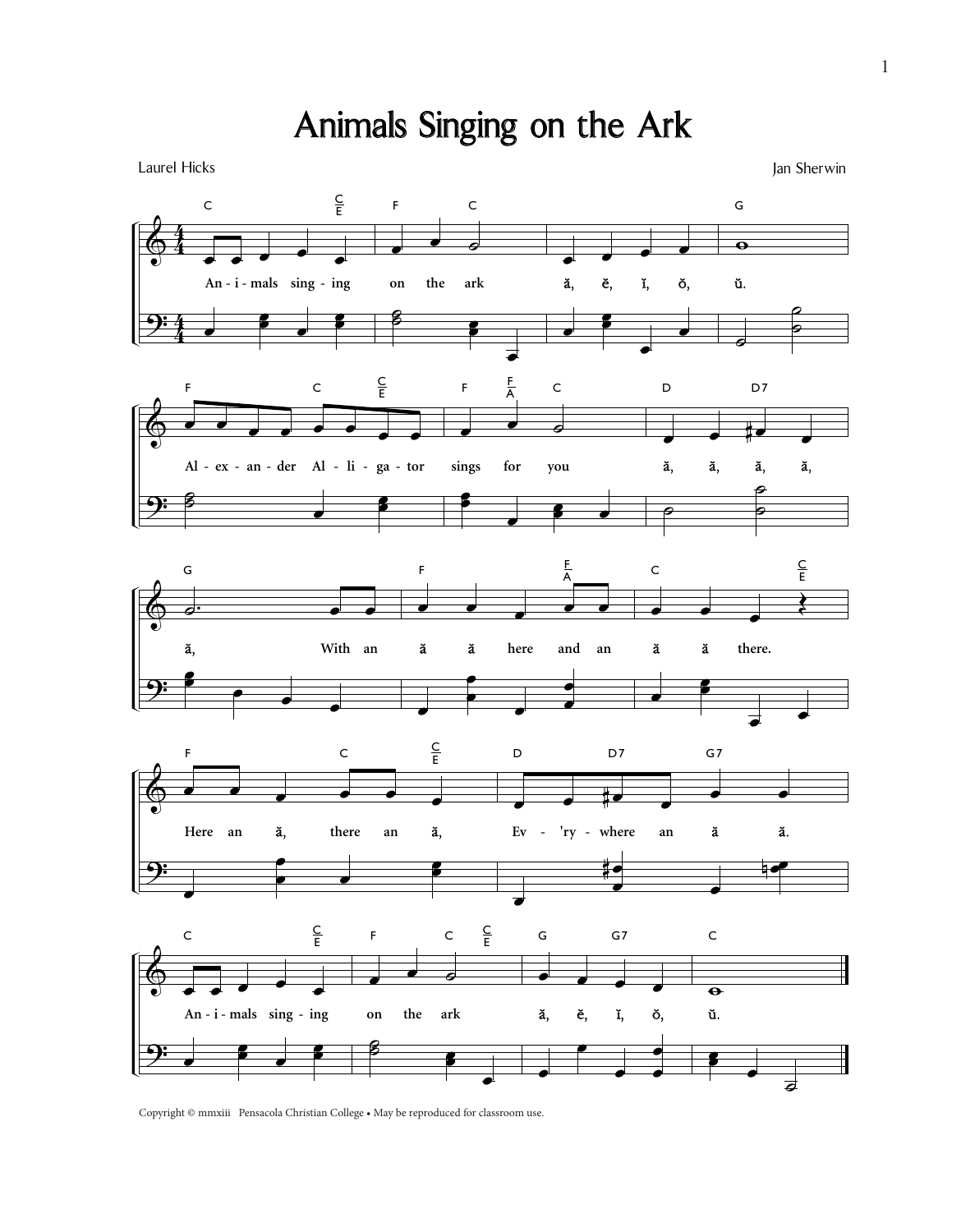# Animals Singing on the Ark

Laurel Hicks

Jan Sherwin

An - i - mals sing - ing on the ark ă, ĕ, ĭ, ŏ, ŭ.

Al - ex - an - der Al - li - ga - tor sings for you ă, ă, ă, ă,

ă, With an ă ă here and an ă ă there.

Here an ă, there an ă, Ev - 'ry - where an ă ă.

An - i - mals sing - ing on the ark ă, ĕ, ĭ, ŏ, ŭ.

Copyright © mmxiii Pensacola Christian College • May be reproduced for classroom use.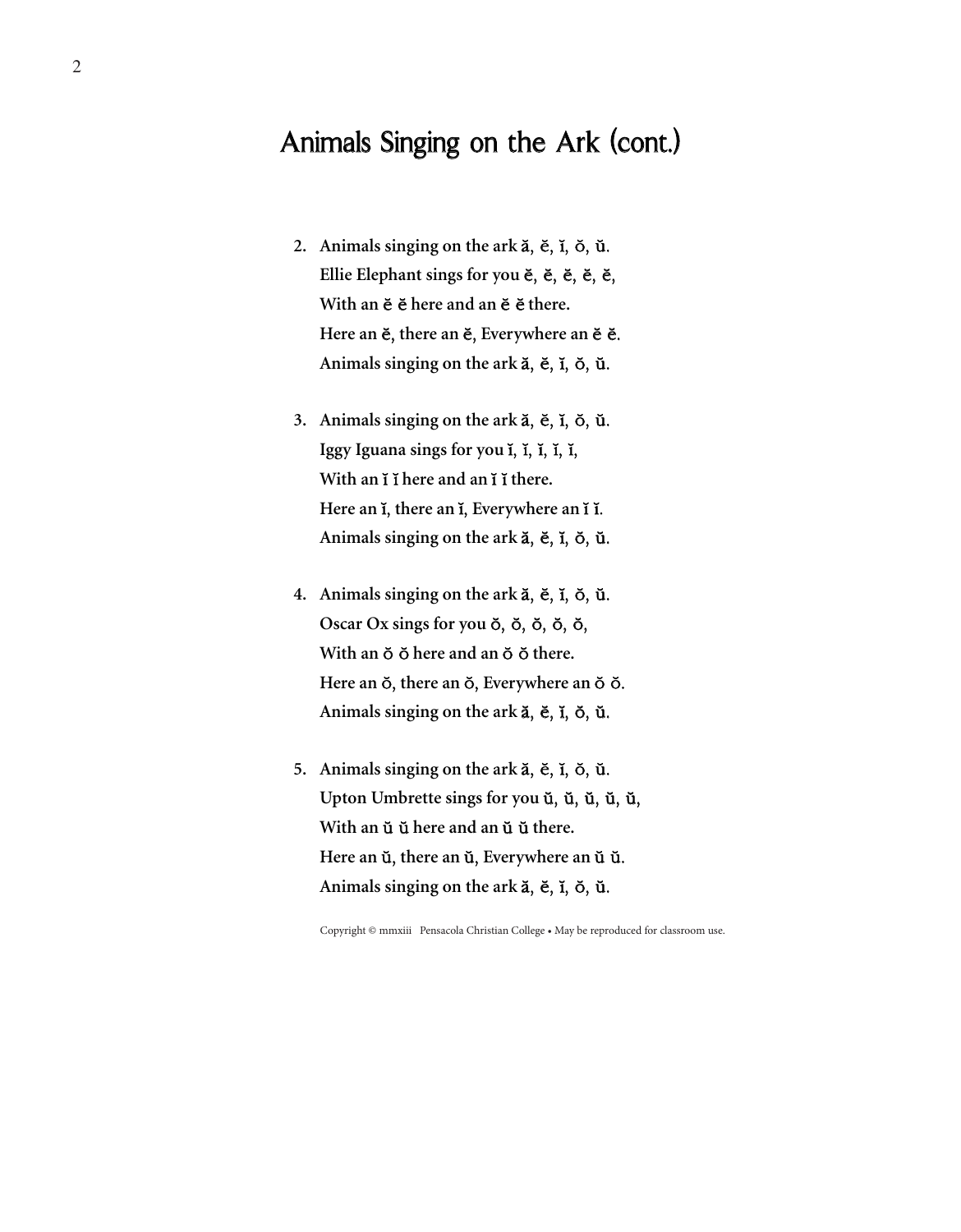# Animals Singing on the Ark (cont.)

2. **Animals singing on the ark ă, ĕ, ĭ, ŏ, ŭ.**
   **Ellie Elephant sings for you ĕ, ĕ, ĕ, ĕ, ĕ,**
   **With an ĕ ĕ here and an ĕ ĕ there.**
   **Here an ĕ, there an ĕ, Everywhere an ĕ ĕ.**
   **Animals singing on the ark ă, ĕ, ĭ, ŏ, ŭ.**

3. **Animals singing on the ark ă, ĕ, ĭ, ŏ, ŭ.**
   **Iggy Iguana sings for you ĭ, ĭ, ĭ, ĭ, ĭ,**
   **With an ĭ ĭ here and an ĭ ĭ there.**
   **Here an ĭ, there an ĭ, Everywhere an ĭ ĭ.**
   **Animals singing on the ark ă, ĕ, ĭ, ŏ, ŭ.**

4. **Animals singing on the ark ă, ĕ, ĭ, ŏ, ŭ.**
   **Oscar Ox sings for you ŏ, ŏ, ŏ, ŏ, ŏ,**
   **With an ŏ ŏ here and an ŏ ŏ there.**
   **Here an ŏ, there an ŏ, Everywhere an ŏ ŏ.**
   **Animals singing on the ark ă, ĕ, ĭ, ŏ, ŭ.**

5. **Animals singing on the ark ă, ĕ, ĭ, ŏ, ŭ.**
   **Upton Umbrette sings for you ŭ, ŭ, ŭ, ŭ, ŭ,**
   **With an ŭ ŭ here and an ŭ ŭ there.**
   **Here an ŭ, there an ŭ, Everywhere an ŭ ŭ.**
   **Animals singing on the ark ă, ĕ, ĭ, ŏ, ŭ.**

Copyright © mmxiii Pensacola Christian College • May be reproduced for classroom use.